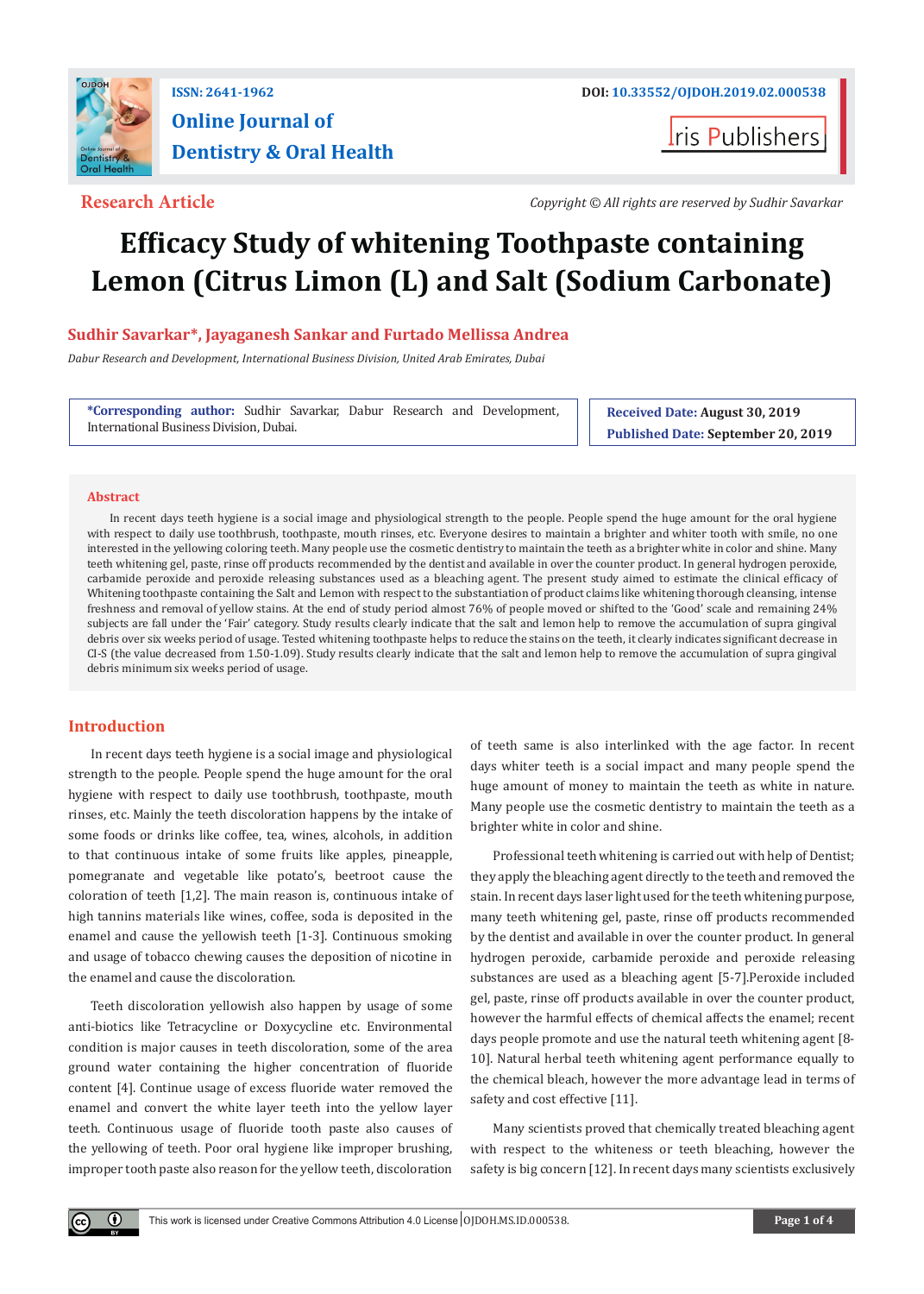ISSN: 2641-1962

DOI: 10.33552/OJDOH.2019.02.000538

**Online Journal of Dentistry & Oral Health**

Iris Publishers

**Research Article**

*Copyright © All rights are reserved by Sudhir Savarkar*

# Efficacy Study of whitening Toothpaste containing Lemon (Citrus Limon (L) and Salt (Sodium Carbonate)

**Sudhir Savarkar*, Jayaganesh Sankar and Furtado Mellissa Andrea**

*Dabur Research and Development, International Business Division, United Arab Emirates, Dubai*

***Corresponding author:** Sudhir Savarkar, Dabur Research and Development, International Business Division, Dubai.

**Received Date:** August 30, 2019

**Published Date:** September 20, 2019

## Abstract

In recent days teeth hygiene is a social image and physiological strength to the people. People spend the huge amount for the oral hygiene with respect to daily use toothbrush, toothpaste, mouth rinses, etc. Everyone desires to maintain a brighter and whiter tooth with smile, no one interested in the yellowing coloring teeth. Many people use the cosmetic dentistry to maintain the teeth as a brighter white in color and shine. Many teeth whitening gel, paste, rinse off products recommended by the dentist and available in over the counter product. In general hydrogen peroxide, carbamide peroxide and peroxide releasing substances used as a bleaching agent. The present study aimed to estimate the clinical efficacy of Whitening toothpaste containing the Salt and Lemon with respect to the substantiation of product claims like whitening thorough cleansing, intense freshness and removal of yellow stains. At the end of study period almost 76% of people moved or shifted to the 'Good' scale and remaining 24% subjects are fall under the 'Fair' category. Study results clearly indicate that the salt and lemon help to remove the accumulation of supra gingival debris over six weeks period of usage. Tested whitening toothpaste helps to reduce the stains on the teeth, it clearly indicates significant decrease in CI-S (the value decreased from 1.50-1.09). Study results clearly indicate that the salt and lemon help to remove the accumulation of supra gingival debris minimum six weeks period of usage.

## Introduction

In recent days teeth hygiene is a social image and physiological strength to the people. People spend the huge amount for the oral hygiene with respect to daily use toothbrush, toothpaste, mouth rinses, etc. Mainly the teeth discoloration happens by the intake of some foods or drinks like coffee, tea, wines, alcohols, in addition to that continuous intake of some fruits like apples, pineapple, pomegranate and vegetable like potato's, beetroot cause the coloration of teeth [1,2]. The main reason is, continuous intake of high tannins materials like wines, coffee, soda is deposited in the enamel and cause the yellowish teeth [1-3]. Continuous smoking and usage of tobacco chewing causes the deposition of nicotine in the enamel and cause the discoloration.

Teeth discoloration yellowish also happen by usage of some anti-biotics like Tetracycline or Doxycycline etc. Environmental condition is major causes in teeth discoloration, some of the area ground water containing the higher concentration of fluoride content [4]. Continue usage of excess fluoride water removed the enamel and convert the white layer teeth into the yellow layer teeth. Continuous usage of fluoride tooth paste also causes of the yellowing of teeth. Poor oral hygiene like improper brushing, improper tooth paste also reason for the yellow teeth, discoloration of teeth same is also interlinked with the age factor. In recent days whiter teeth is a social impact and many people spend the huge amount of money to maintain the teeth as white in nature. Many people use the cosmetic dentistry to maintain the teeth as a brighter white in color and shine.

Professional teeth whitening is carried out with help of Dentist; they apply the bleaching agent directly to the teeth and removed the stain. In recent days laser light used for the teeth whitening purpose, many teeth whitening gel, paste, rinse off products recommended by the dentist and available in over the counter product. In general hydrogen peroxide, carbamide peroxide and peroxide releasing substances are used as a bleaching agent [5-7].Peroxide included gel, paste, rinse off products available in over the counter product, however the harmful effects of chemical affects the enamel; recent days people promote and use the natural teeth whitening agent [8-10]. Natural herbal teeth whitening agent performance equally to the chemical bleach, however the more advantage lead in terms of safety and cost effective [11].

Many scientists proved that chemically treated bleaching agent with respect to the whiteness or teeth bleaching, however the safety is big concern [12]. In recent days many scientists exclusively

This work is licensed under Creative Commons Attribution 4.0 License | OJDOH.MS.ID.000538.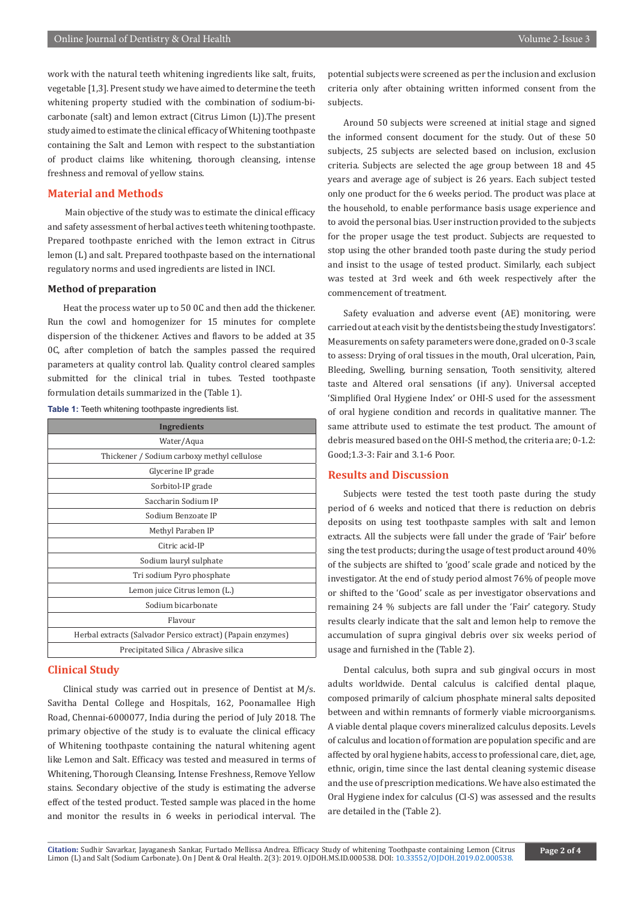work with the natural teeth whitening ingredients like salt, fruits, vegetable [1,3]. Present study we have aimed to determine the teeth whitening property studied with the combination of sodium-bicarbonate (salt) and lemon extract (Citrus Limon (L)).The present study aimed to estimate the clinical efficacy of Whitening toothpaste containing the Salt and Lemon with respect to the substantiation of product claims like whitening, thorough cleansing, intense freshness and removal of yellow stains.

## Material and Methods

Main objective of the study was to estimate the clinical efficacy and safety assessment of herbal actives teeth whitening toothpaste. Prepared toothpaste enriched with the lemon extract in Citrus lemon (L) and salt. Prepared toothpaste based on the international regulatory norms and used ingredients are listed in INCI.

### Method of preparation

Heat the process water up to 50 0C and then add the thickener. Run the cowl and homogenizer for 15 minutes for complete dispersion of the thickener. Actives and flavors to be added at 35 0C, after completion of batch the samples passed the required parameters at quality control lab. Quality control cleared samples submitted for the clinical trial in tubes. Tested toothpaste formulation details summarized in the (Table 1).

**Table 1:** Teeth whitening toothpaste ingredients list.

| Ingredients |
|---|
| Water/Aqua |
| Thickener / Sodium carboxy methyl cellulose |
| Glycerine IP grade |
| Sorbitol-IP grade |
| Saccharin Sodium IP |
| Sodium Benzoate IP |
| Methyl Paraben IP |
| Citric acid-IP |
| Sodium lauryl sulphate |
| Tri sodium Pyro phosphate |
| Lemon juice Citrus lemon (L.) |
| Sodium bicarbonate |
| Flavour |
| Herbal extracts (Salvador Persico extract) (Papain enzymes) |
| Precipitated Silica / Abrasive silica |

## Clinical Study

Clinical study was carried out in presence of Dentist at M/s. Savitha Dental College and Hospitals, 162, Poonamallee High Road, Chennai-6000077, India during the period of July 2018. The primary objective of the study is to evaluate the clinical efficacy of Whitening toothpaste containing the natural whitening agent like Lemon and Salt. Efficacy was tested and measured in terms of Whitening, Thorough Cleansing, Intense Freshness, Remove Yellow stains. Secondary objective of the study is estimating the adverse effect of the tested product. Tested sample was placed in the home and monitor the results in 6 weeks in periodical interval. The potential subjects were screened as per the inclusion and exclusion criteria only after obtaining written informed consent from the subjects.

Around 50 subjects were screened at initial stage and signed the informed consent document for the study. Out of these 50 subjects, 25 subjects are selected based on inclusion, exclusion criteria. Subjects are selected the age group between 18 and 45 years and average age of subject is 26 years. Each subject tested only one product for the 6 weeks period. The product was place at the household, to enable performance basis usage experience and to avoid the personal bias. User instruction provided to the subjects for the proper usage the test product. Subjects are requested to stop using the other branded tooth paste during the study period and insist to the usage of tested product. Similarly, each subject was tested at 3rd week and 6th week respectively after the commencement of treatment.

Safety evaluation and adverse event (AE) monitoring, were carried out at each visit by the dentists being the study Investigators'. Measurements on safety parameters were done, graded on 0-3 scale to assess: Drying of oral tissues in the mouth, Oral ulceration, Pain, Bleeding, Swelling, burning sensation, Tooth sensitivity, altered taste and Altered oral sensations (if any). Universal accepted 'Simplified Oral Hygiene Index' or OHI-S used for the assessment of oral hygiene condition and records in qualitative manner. The same attribute used to estimate the test product. The amount of debris measured based on the OHI-S method, the criteria are; 0-1.2: Good;1.3-3: Fair and 3.1-6 Poor.

## Results and Discussion

Subjects were tested the test tooth paste during the study period of 6 weeks and noticed that there is reduction on debris deposits on using test toothpaste samples with salt and lemon extracts. All the subjects were fall under the grade of 'Fair' before sing the test products; during the usage of test product around 40% of the subjects are shifted to 'good' scale grade and noticed by the investigator. At the end of study period almost 76% of people move or shifted to the 'Good' scale as per investigator observations and remaining 24 % subjects are fall under the 'Fair' category. Study results clearly indicate that the salt and lemon help to remove the accumulation of supra gingival debris over six weeks period of usage and furnished in the (Table 2).

Dental calculus, both supra and sub gingival occurs in most adults worldwide. Dental calculus is calcified dental plaque, composed primarily of calcium phosphate mineral salts deposited between and within remnants of formerly viable microorganisms. A viable dental plaque covers mineralized calculus deposits. Levels of calculus and location of formation are population specific and are affected by oral hygiene habits, access to professional care, diet, age, ethnic, origin, time since the last dental cleaning systemic disease and the use of prescription medications. We have also estimated the Oral Hygiene index for calculus (CI-S) was assessed and the results are detailed in the (Table 2).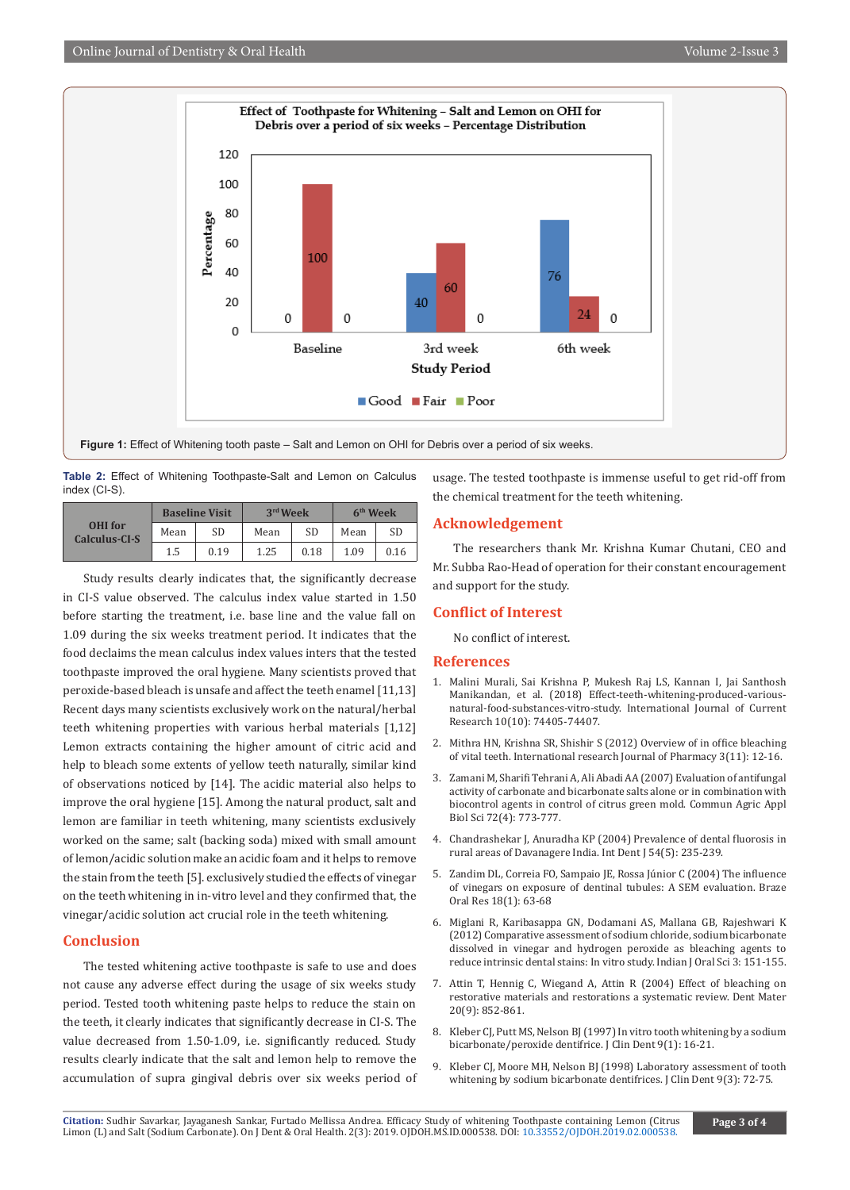Figure 1: Effect of Whitening tooth paste – Salt and Lemon on OHI for Debris over a period of six weeks.

**Table 2:** Effect of Whitening Toothpaste-Salt and Lemon on Calculus index (CI-S).

| OHI for Calculus-CI-S | Baseline Visit | | 3rd Week | | 6th Week | |
|---|---|---|---|---|---|---|
| | Mean | SD | Mean | SD | Mean | SD |
| | 1.5 | 0.19 | 1.25 | 0.18 | 1.09 | 0.16 |

Study results clearly indicates that, the significantly decrease in CI-S value observed. The calculus index value started in 1.50 before starting the treatment, i.e. base line and the value fall on 1.09 during the six weeks treatment period. It indicates that the food declaims the mean calculus index values inters that the tested toothpaste improved the oral hygiene. Many scientists proved that peroxide-based bleach is unsafe and affect the teeth enamel [11,13] Recent days many scientists exclusively work on the natural/herbal teeth whitening properties with various herbal materials [1,12] Lemon extracts containing the higher amount of citric acid and help to bleach some extents of yellow teeth naturally, similar kind of observations noticed by [14]. The acidic material also helps to improve the oral hygiene [15]. Among the natural product, salt and lemon are familiar in teeth whitening, many scientists exclusively worked on the same; salt (backing soda) mixed with small amount of lemon/acidic solution make an acidic foam and it helps to remove the stain from the teeth [5]. exclusively studied the effects of vinegar on the teeth whitening in in-vitro level and they confirmed that, the vinegar/acidic solution act crucial role in the teeth whitening.

## Conclusion

The tested whitening active toothpaste is safe to use and does not cause any adverse effect during the usage of six weeks study period. Tested tooth whitening paste helps to reduce the stain on the teeth, it clearly indicates that significantly decrease in CI-S. The value decreased from 1.50-1.09, i.e. significantly reduced. Study results clearly indicate that the salt and lemon help to remove the accumulation of supra gingival debris over six weeks period of usage. The tested toothpaste is immense useful to get rid-off from the chemical treatment for the teeth whitening.

## Acknowledgement

The researchers thank Mr. Krishna Kumar Chutani, CEO and Mr. Subba Rao-Head of operation for their constant encouragement and support for the study.

## Conflict of Interest

No conflict of interest.

## References

1. Malini Murali, Sai Krishna P, Mukesh Raj LS, Kannan I, Jai Santhosh Manikandan, et al. (2018) Effect-teeth-whitening-produced-various-natural-food-substances-vitro-study. International Journal of Current Research 10(10): 74405-74407.
2. Mithra HN, Krishna SR, Shishir S (2012) Overview of in office bleaching of vital teeth. International research Journal of Pharmacy 3(11): 12-16.
3. Zamani M, Sharifi Tehrani A, Ali Abadi AA (2007) Evaluation of antifungal activity of carbonate and bicarbonate salts alone or in combination with biocontrol agents in control of citrus green mold. Commun Agric Appl Biol Sci 72(4): 773-777.
4. Chandrashekar J, Anuradha KP (2004) Prevalence of dental fluorosis in rural areas of Davanagere India. Int Dent J 54(5): 235-239.
5. Zandim DL, Correia FO, Sampaio JE, Rossa Júnior C (2004) The influence of vinegars on exposure of dentinal tubules: A SEM evaluation. Braze Oral Res 18(1): 63-68
6. Miglani R, Karibasappa GN, Dodamani AS, Mallana GB, Rajeshwari K (2012) Comparative assessment of sodium chloride, sodium bicarbonate dissolved in vinegar and hydrogen peroxide as bleaching agents to reduce intrinsic dental stains: In vitro study. Indian J Oral Sci 3: 151-155.
7. Attin T, Hennig C, Wiegand A, Attin R (2004) Effect of bleaching on restorative materials and restorations a systematic review. Dent Mater 20(9): 852-861.
8. Kleber CJ, Putt MS, Nelson BJ (1997) In vitro tooth whitening by a sodium bicarbonate/peroxide dentifrice. J Clin Dent 9(1): 16-21.
9. Kleber CJ, Moore MH, Nelson BJ (1998) Laboratory assessment of tooth whitening by sodium bicarbonate dentifrices. J Clin Dent 9(3): 72-75.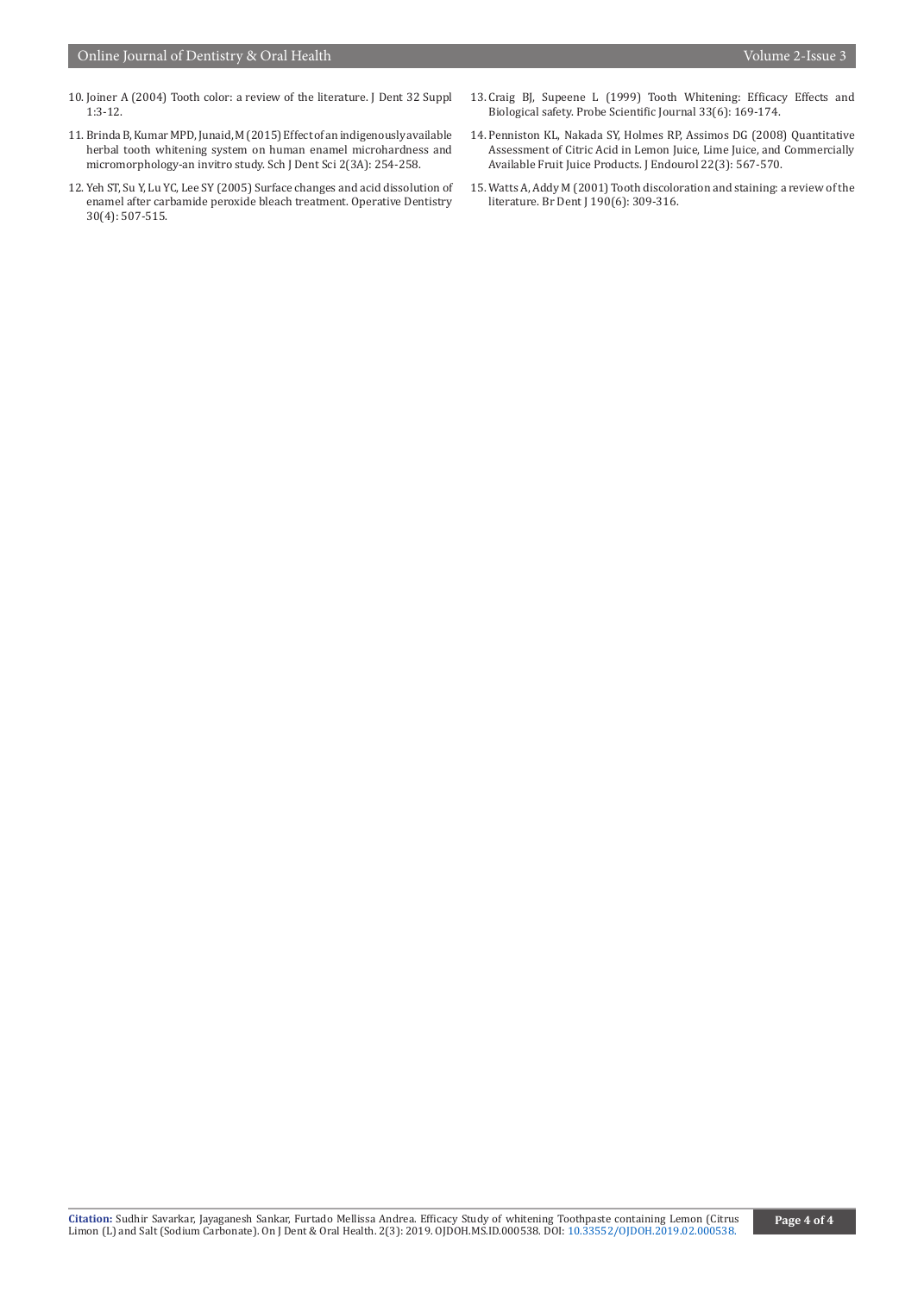10. Joiner A (2004) Tooth color: a review of the literature. J Dent 32 Suppl 1:3-12.
11. Brinda B, Kumar MPD, Junaid, M (2015) Effect of an indigenously available herbal tooth whitening system on human enamel microhardness and micromorphology-an invitro study. Sch J Dent Sci 2(3A): 254-258.
12. Yeh ST, Su Y, Lu YC, Lee SY (2005) Surface changes and acid dissolution of enamel after carbamide peroxide bleach treatment. Operative Dentistry 30(4): 507-515.
13. Craig BJ, Supeene L (1999) Tooth Whitening: Efficacy Effects and Biological safety. Probe Scientific Journal 33(6): 169-174.
14. Penniston KL, Nakada SY, Holmes RP, Assimos DG (2008) Quantitative Assessment of Citric Acid in Lemon Juice, Lime Juice, and Commercially Available Fruit Juice Products. J Endourol 22(3): 567-570.
15. Watts A, Addy M (2001) Tooth discoloration and staining: a review of the literature. Br Dent J 190(6): 309-316.